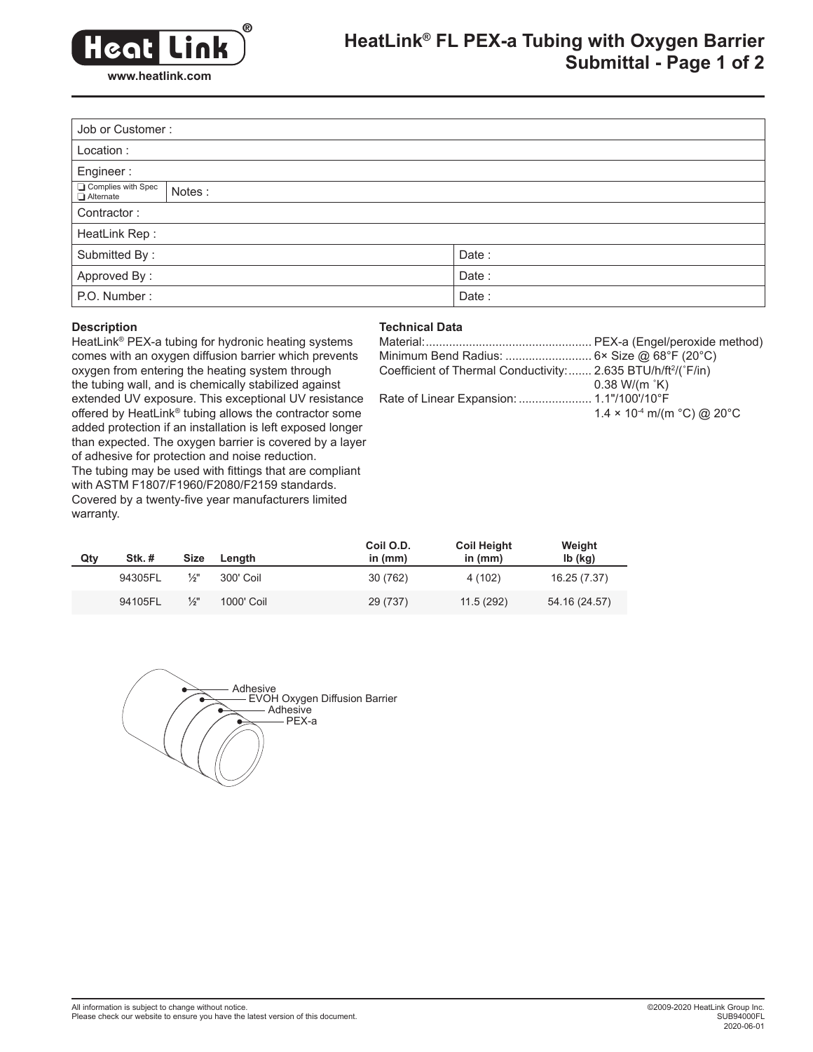# HeatLink® FL PEX-a Tubing with Oxygen Barrier Submittal - Page 1 of 2

www.heatlink.com

| Job or Customer : | |
|---|---|
| Location : | |
| Engineer : | |
| ❑ Complies with Spec ❑ Alternate | Notes : |
| Contractor : | |
| HeatLink Rep : | |
| Submitted By : | Date : |
| Approved By : | Date : |
| P.O. Number : | Date : |

## Description

HeatLink® PEX-a tubing for hydronic heating systems comes with an oxygen diffusion barrier which prevents oxygen from entering the heating system through the tubing wall, and is chemically stabilized against extended UV exposure. This exceptional UV resistance offered by HeatLink® tubing allows the contractor some added protection if an installation is left exposed longer than expected. The oxygen barrier is covered by a layer of adhesive for protection and noise reduction.
The tubing may be used with fittings that are compliant with ASTM F1807/F1960/F2080/F2159 standards.
Covered by a twenty-five year manufacturers limited warranty.

## Technical Data

Material:.................................................. PEX-a (Engel/peroxide method)
Minimum Bend Radius: .......................... 6× Size @ 68°F (20°C)
Coefficient of Thermal Conductivity:....... 2.635 BTU/h/ft$^2$/(˚F/in)
0.38 W/(m ˚K)
Rate of Linear Expansion: ...................... 1.1"/100'/10°F
$1.4 \times 10^{-4}$ m/(m °C) @ 20°C

| Qty | Stk. # | Size | Length | Coil O.D. in (mm) | Coil Height in (mm) | Weight lb (kg) |
|---|---|---|---|---|---|---|
| | 94305FL | ½" | 300' Coil | 30 (762) | 4 (102) | 16.25 (7.37) |
| | 94105FL | ½" | 1000' Coil | 29 (737) | 11.5 (292) | 54.16 (24.57) |

Adhesive
EVOH Oxygen Diffusion Barrier
Adhesive
PEX-a

All information is subject to change without notice.
Please check our website to ensure you have the latest version of this document.

©2009-2020 HeatLink Group Inc.
SUB94000FL
2020-06-01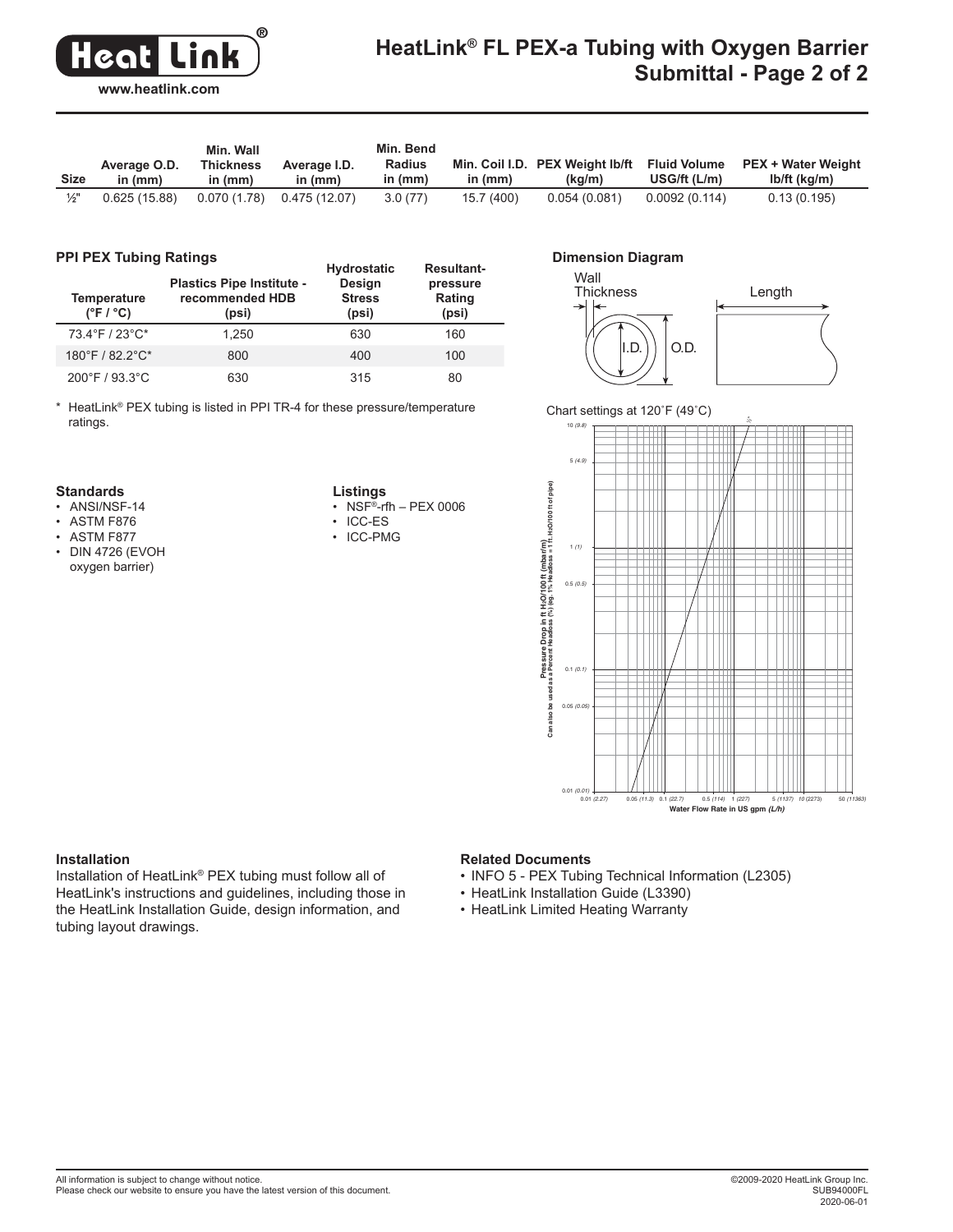# HeatLink® FL PEX-a Tubing with Oxygen Barrier Submittal - Page 2 of 2

www.heatlink.com

| Size | Average O.D. in (mm) | Min. Wall Thickness in (mm) | Average I.D. in (mm) | Min. Bend Radius in (mm) | Min. Coil I.D. in (mm) | PEX Weight lb/ft (kg/m) | Fluid Volume USG/ft (L/m) | PEX + Water Weight lb/ft (kg/m) |
|---|---|---|---|---|---|---|---|---|
| ½" | 0.625 (15.88) | 0.070 (1.78) | 0.475 (12.07) | 3.0 (77) | 15.7 (400) | 0.054 (0.081) | 0.0092 (0.114) | 0.13 (0.195) |

## PPI PEX Tubing Ratings

| Temperature (°F / °C) | Plastics Pipe Institute - recommended HDB (psi) | Hydrostatic Design Stress (psi) | Resultant-pressure Rating (psi) |
|---|---|---|---|
| 73.4°F / 23°C* | 1,250 | 630 | 160 |
| 180°F / 82.2°C* | 800 | 400 | 100 |
| 200°F / 93.3°C | 630 | 315 | 80 |

\* HeatLink® PEX tubing is listed in PPI TR-4 for these pressure/temperature ratings.

## Dimension Diagram

Wall Thickness

Length

I.D.

O.D.

Chart settings at 120˚F (49˚C)

½"

10 (9.8)

5 (4.9)

1 (1)

0.5 (0.5)

0.1 (0.1)

0.05 (0.05)

0.01 (0.01)

0.01 (2.27)

0.05 (11.3)

0.1 (22.7)

0.5 (114)

1 (227)

5 (1137)

10 (2273)

50 (11363)

Pressure Drop in ft H2O/100 ft (mbar/m)

Can also be used as a Percent Headloss (%) (eg. 1% Headloss = 1 ft. H2O/100 ft of pipe)

Water Flow Rate in US gpm (L/h)

### Standards

- ANSI/NSF-14
- ASTM F876
- ASTM F877
- DIN 4726 (EVOH oxygen barrier)

### Listings

- NSF®-rfh – PEX 0006
- ICC-ES
- ICC-PMG

### Installation

Installation of HeatLink® PEX tubing must follow all of HeatLink's instructions and guidelines, including those in the HeatLink Installation Guide, design information, and tubing layout drawings.

### Related Documents

- INFO 5 - PEX Tubing Technical Information (L2305)
- HeatLink Installation Guide (L3390)
- HeatLink Limited Heating Warranty

All information is subject to change without notice.
Please check our website to ensure you have the latest version of this document.

©2009-2020 HeatLink Group Inc.
SUB94000FL
2020-06-01